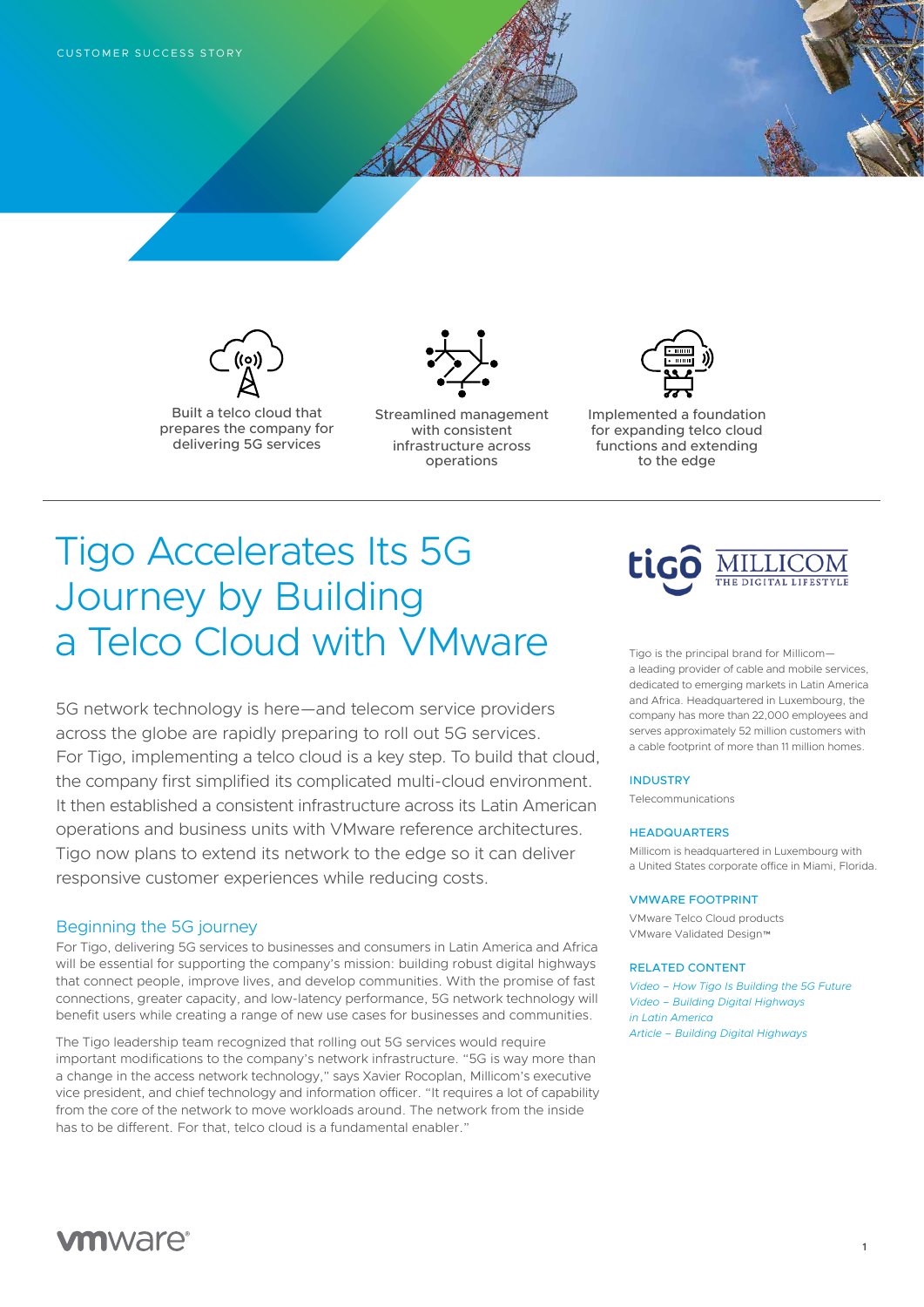CUSTOMER SUCCESS STORY

Built a telco cloud that prepares the company for delivering 5G services

Streamlined management with consistent infrastructure across operations

Implemented a foundation for expanding telco cloud functions and extending to the edge

# Tigo Accelerates Its 5G Journey by Building a Telco Cloud with VMware

5G network technology is here—and telecom service providers across the globe are rapidly preparing to roll out 5G services. For Tigo, implementing a telco cloud is a key step. To build that cloud, the company first simplified its complicated multi-cloud environment. It then established a consistent infrastructure across its Latin American operations and business units with VMware reference architectures. Tigo now plans to extend its network to the edge so it can deliver responsive customer experiences while reducing costs.

## Beginning the 5G journey

For Tigo, delivering 5G services to businesses and consumers in Latin America and Africa will be essential for supporting the company's mission: building robust digital highways that connect people, improve lives, and develop communities. With the promise of fast connections, greater capacity, and low-latency performance, 5G network technology will benefit users while creating a range of new use cases for businesses and communities.

The Tigo leadership team recognized that rolling out 5G services would require important modifications to the company's network infrastructure. "5G is way more than a change in the access network technology," says Xavier Rocoplan, Millicom's executive vice president, and chief technology and information officer. "It requires a lot of capability from the core of the network to move workloads around. The network from the inside has to be different. For that, telco cloud is a fundamental enabler."

tigo MILLICOM THE DIGITAL LIFESTYLE

Tigo is the principal brand for Millicom—a leading provider of cable and mobile services, dedicated to emerging markets in Latin America and Africa. Headquartered in Luxembourg, the company has more than 22,000 employees and serves approximately 52 million customers with a cable footprint of more than 11 million homes.

### INDUSTRY

Telecommunications

### HEADQUARTERS

Millicom is headquartered in Luxembourg with a United States corporate office in Miami, Florida.

### VMWARE FOOTPRINT

VMware Telco Cloud products
VMware Validated Design™

### RELATED CONTENT

*Video – How Tigo Is Building the 5G Future*
*Video – Building Digital Highways in Latin America*
*Article – Building Digital Highways*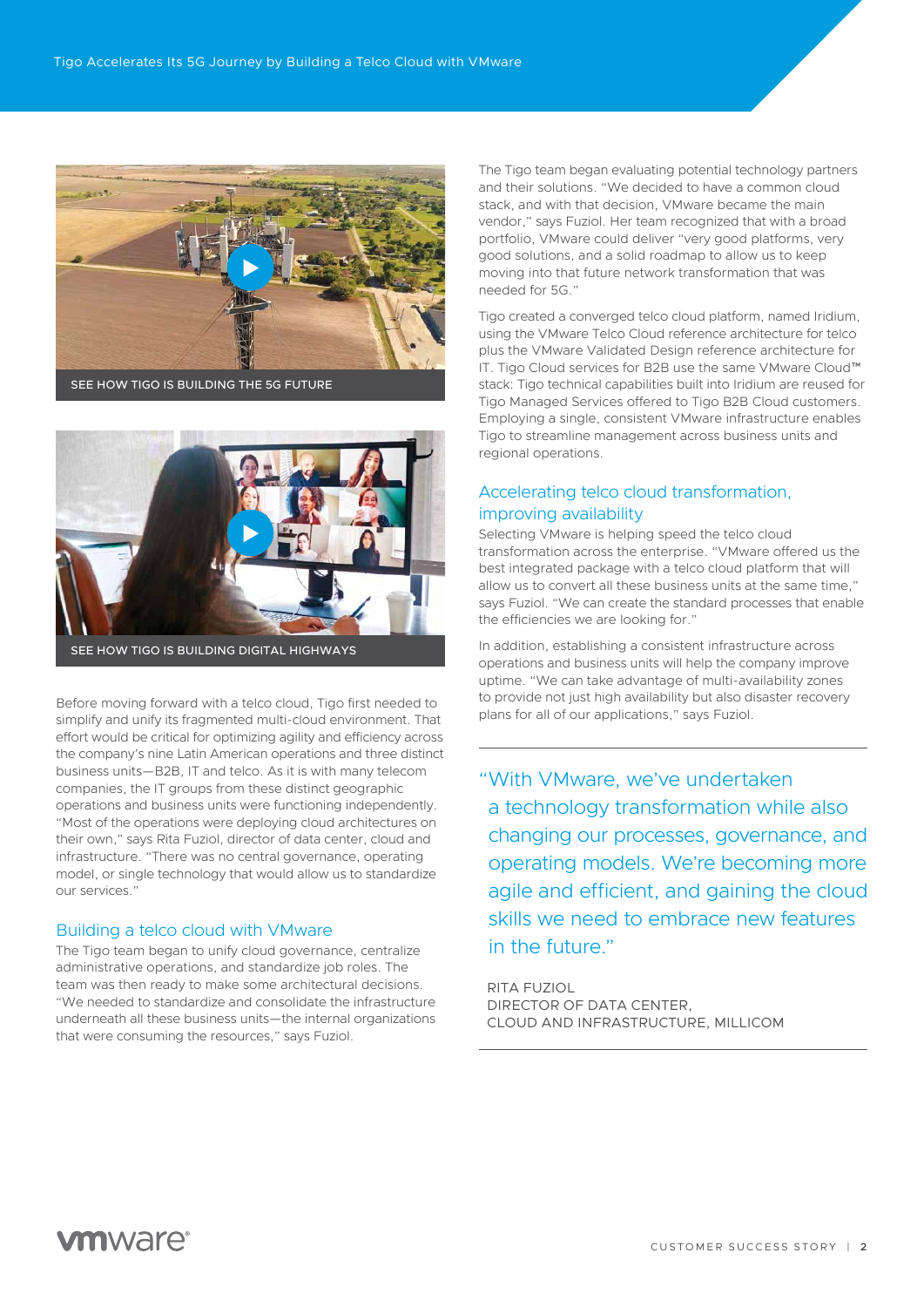SEE HOW TIGO IS BUILDING THE 5G FUTURE

SEE HOW TIGO IS BUILDING DIGITAL HIGHWAYS

Before moving forward with a telco cloud, Tigo first needed to simplify and unify its fragmented multi-cloud environment. That effort would be critical for optimizing agility and efficiency across the company's nine Latin American operations and three distinct business units—B2B, IT and telco. As it is with many telecom companies, the IT groups from these distinct geographic operations and business units were functioning independently. "Most of the operations were deploying cloud architectures on their own," says Rita Fuziol, director of data center, cloud and infrastructure. "There was no central governance, operating model, or single technology that would allow us to standardize our services."

## Building a telco cloud with VMware

The Tigo team began to unify cloud governance, centralize administrative operations, and standardize job roles. The team was then ready to make some architectural decisions. "We needed to standardize and consolidate the infrastructure underneath all these business units—the internal organizations that were consuming the resources," says Fuziol.

The Tigo team began evaluating potential technology partners and their solutions. "We decided to have a common cloud stack, and with that decision, VMware became the main vendor," says Fuziol. Her team recognized that with a broad portfolio, VMware could deliver "very good platforms, very good solutions, and a solid roadmap to allow us to keep moving into that future network transformation that was needed for 5G."

Tigo created a converged telco cloud platform, named Iridium, using the VMware Telco Cloud reference architecture for telco plus the VMware Validated Design reference architecture for IT. Tigo Cloud services for B2B use the same VMware Cloud™ stack: Tigo technical capabilities built into Iridium are reused for Tigo Managed Services offered to Tigo B2B Cloud customers. Employing a single, consistent VMware infrastructure enables Tigo to streamline management across business units and regional operations.

## Accelerating telco cloud transformation, improving availability

Selecting VMware is helping speed the telco cloud transformation across the enterprise. "VMware offered us the best integrated package with a telco cloud platform that will allow us to convert all these business units at the same time," says Fuziol. "We can create the standard processes that enable the efficiencies we are looking for."

In addition, establishing a consistent infrastructure across operations and business units will help the company improve uptime. "We can take advantage of multi-availability zones to provide not just high availability but also disaster recovery plans for all of our applications," says Fuziol.

> "With VMware, we've undertaken a technology transformation while also changing our processes, governance, and operating models. We're becoming more agile and efficient, and gaining the cloud skills we need to embrace new features in the future."
>
> RITA FUZIOL
> DIRECTOR OF DATA CENTER, CLOUD AND INFRASTRUCTURE, MILLICOM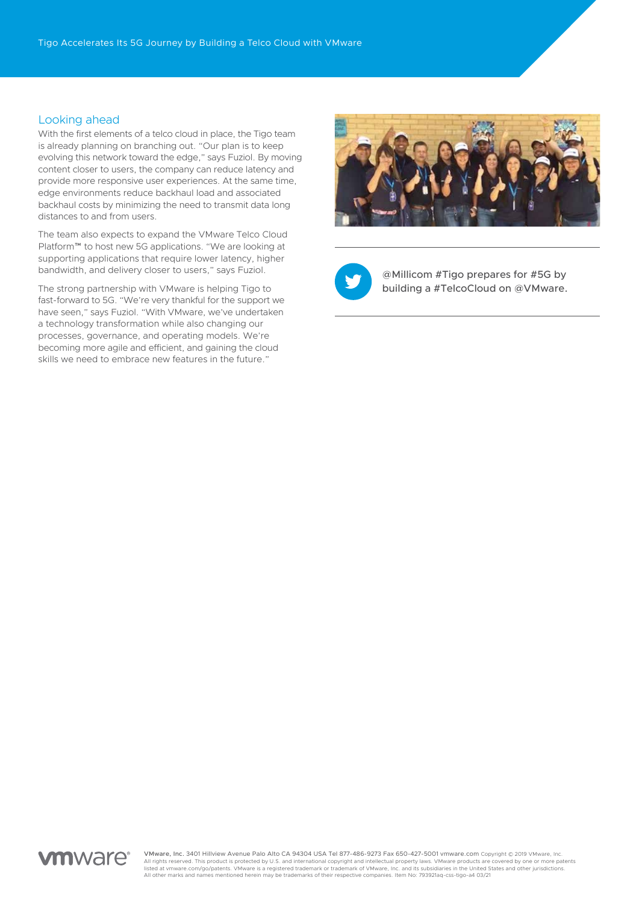## Looking ahead

With the first elements of a telco cloud in place, the Tigo team is already planning on branching out. "Our plan is to keep evolving this network toward the edge," says Fuziol. By moving content closer to users, the company can reduce latency and provide more responsive user experiences. At the same time, edge environments reduce backhaul load and associated backhaul costs by minimizing the need to transmit data long distances to and from users.

The team also expects to expand the VMware Telco Cloud Platform™ to host new 5G applications. "We are looking at supporting applications that require lower latency, higher bandwidth, and delivery closer to users," says Fuziol.

The strong partnership with VMware is helping Tigo to fast-forward to 5G. "We're very thankful for the support we have seen," says Fuziol. "With VMware, we've undertaken a technology transformation while also changing our processes, governance, and operating models. We're becoming more agile and efficient, and gaining the cloud skills we need to embrace new features in the future."

@Millicom #Tigo prepares for #5G by building a #TelcoCloud on @VMware.

**VMware, Inc.** 3401 Hillview Avenue Palo Alto CA 94304 USA Tel 877-486-9273 Fax 650-427-5001 vmware.com Copyright © 2019 VMware, Inc. All rights reserved. This product is protected by U.S. and international copyright and intellectual property laws. VMware products are covered by one or more patents listed at vmware.com/go/patents. VMware is a registered trademark or trademark of VMware, Inc. and its subsidiaries in the United States and other jurisdictions. All other marks and names mentioned herein may be trademarks of their respective companies. Item No: 793921aq-css-tigo-a4 03/21